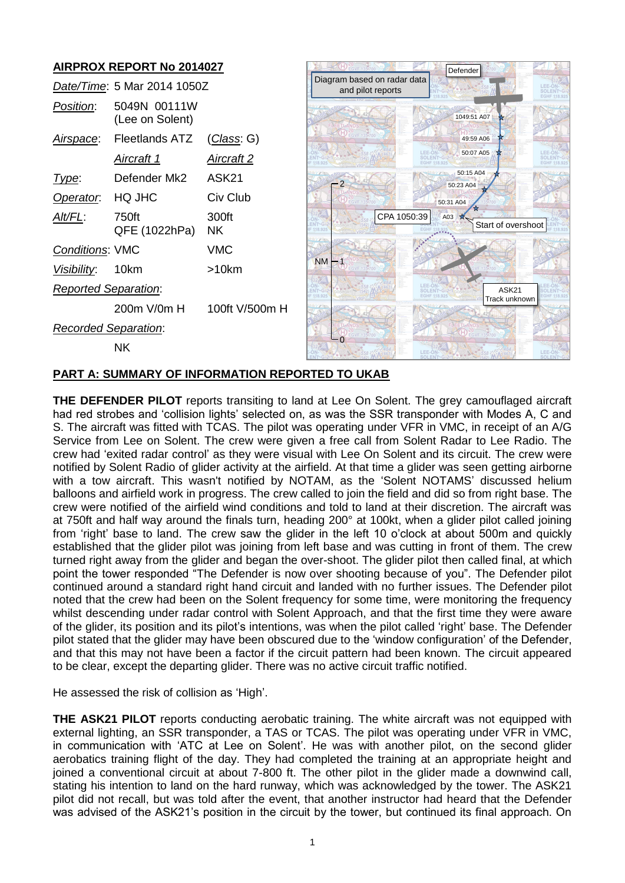## AIRPROX REPORT No 2014027

| | | |
|---|---|---|
| *Date/Time*: | 5 Mar 2014 1050Z | |
| *Position*: | 5049N 00111W (Lee on Solent) | |
| *Airspace*: | Fleetlands ATZ | (*Class*: G) |
| | *Aircraft 1* | *Aircraft 2* |
| *Type*: | Defender Mk2 | ASK21 |
| *Operator*: | HQ JHC | Civ Club |
| *Alt/FL*: | 750ft QFE (1022hPa) | 300ft NK |
| *Conditions*: | VMC | VMC |
| *Visibility*: | 10km | >10km |
| *Reported Separation*: | | |
| | 200m V/0m H | 100ft V/500m H |
| *Recorded Separation*: | | |
| | NK | |

Diagram based on radar data and pilot reports

## PART A: SUMMARY OF INFORMATION REPORTED TO UKAB

**THE DEFENDER PILOT** reports transiting to land at Lee On Solent. The grey camouflaged aircraft had red strobes and 'collision lights' selected on, as was the SSR transponder with Modes A, C and S. The aircraft was fitted with TCAS. The pilot was operating under VFR in VMC, in receipt of an A/G Service from Lee on Solent. The crew were given a free call from Solent Radar to Lee Radio. The crew had 'exited radar control' as they were visual with Lee On Solent and its circuit. The crew were notified by Solent Radio of glider activity at the airfield. At that time a glider was seen getting airborne with a tow aircraft. This wasn't notified by NOTAM, as the 'Solent NOTAMS' discussed helium balloons and airfield work in progress. The crew called to join the field and did so from right base. The crew were notified of the airfield wind conditions and told to land at their discretion. The aircraft was at 750ft and half way around the finals turn, heading 200° at 100kt, when a glider pilot called joining from 'right' base to land. The crew saw the glider in the left 10 o'clock at about 500m and quickly established that the glider pilot was joining from left base and was cutting in front of them. The crew turned right away from the glider and began the over-shoot. The glider pilot then called final, at which point the tower responded "The Defender is now over shooting because of you". The Defender pilot continued around a standard right hand circuit and landed with no further issues. The Defender pilot noted that the crew had been on the Solent frequency for some time, were monitoring the frequency whilst descending under radar control with Solent Approach, and that the first time they were aware of the glider, its position and its pilot's intentions, was when the pilot called 'right' base. The Defender pilot stated that the glider may have been obscured due to the 'window configuration' of the Defender, and that this may not have been a factor if the circuit pattern had been known. The circuit appeared to be clear, except the departing glider. There was no active circuit traffic notified.

He assessed the risk of collision as 'High'.

**THE ASK21 PILOT** reports conducting aerobatic training. The white aircraft was not equipped with external lighting, an SSR transponder, a TAS or TCAS. The pilot was operating under VFR in VMC, in communication with 'ATC at Lee on Solent'. He was with another pilot, on the second glider aerobatics training flight of the day. They had completed the training at an appropriate height and joined a conventional circuit at about 7-800 ft. The other pilot in the glider made a downwind call, stating his intention to land on the hard runway, which was acknowledged by the tower. The ASK21 pilot did not recall, but was told after the event, that another instructor had heard that the Defender was advised of the ASK21's position in the circuit by the tower, but continued its final approach. On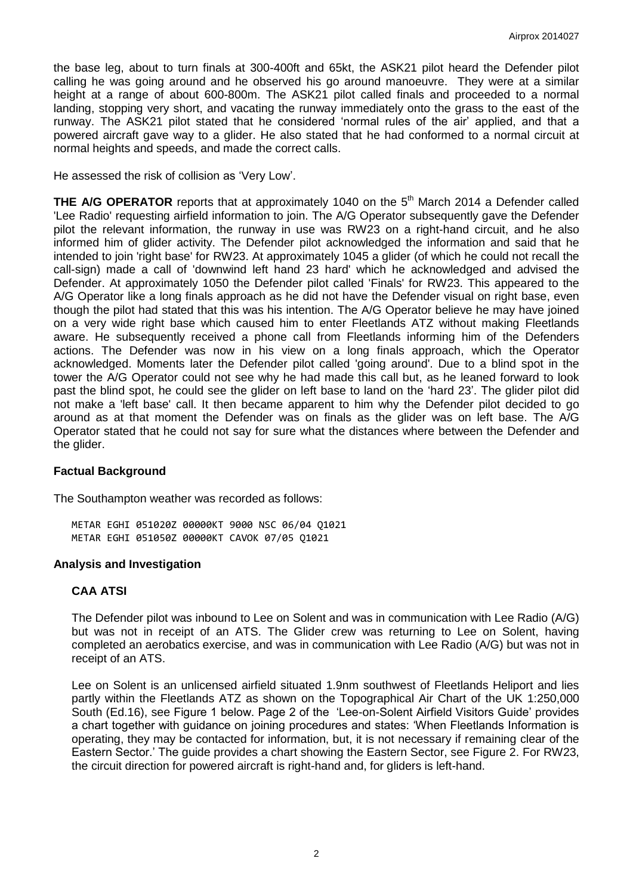the base leg, about to turn finals at 300-400ft and 65kt, the ASK21 pilot heard the Defender pilot calling he was going around and he observed his go around manoeuvre. They were at a similar height at a range of about 600-800m. The ASK21 pilot called finals and proceeded to a normal landing, stopping very short, and vacating the runway immediately onto the grass to the east of the runway. The ASK21 pilot stated that he considered 'normal rules of the air' applied, and that a powered aircraft gave way to a glider. He also stated that he had conformed to a normal circuit at normal heights and speeds, and made the correct calls.

He assessed the risk of collision as 'Very Low'.

**THE A/G OPERATOR** reports that at approximately 1040 on the 5th March 2014 a Defender called 'Lee Radio' requesting airfield information to join. The A/G Operator subsequently gave the Defender pilot the relevant information, the runway in use was RW23 on a right-hand circuit, and he also informed him of glider activity. The Defender pilot acknowledged the information and said that he intended to join 'right base' for RW23. At approximately 1045 a glider (of which he could not recall the call-sign) made a call of 'downwind left hand 23 hard' which he acknowledged and advised the Defender. At approximately 1050 the Defender pilot called 'Finals' for RW23. This appeared to the A/G Operator like a long finals approach as he did not have the Defender visual on right base, even though the pilot had stated that this was his intention. The A/G Operator believe he may have joined on a very wide right base which caused him to enter Fleetlands ATZ without making Fleetlands aware. He subsequently received a phone call from Fleetlands informing him of the Defenders actions. The Defender was now in his view on a long finals approach, which the Operator acknowledged. Moments later the Defender pilot called 'going around'. Due to a blind spot in the tower the A/G Operator could not see why he had made this call but, as he leaned forward to look past the blind spot, he could see the glider on left base to land on the 'hard 23'. The glider pilot did not make a 'left base' call. It then became apparent to him why the Defender pilot decided to go around as at that moment the Defender was on finals as the glider was on left base. The A/G Operator stated that he could not say for sure what the distances where between the Defender and the glider.

## Factual Background

The Southampton weather was recorded as follows:

```
METAR EGHI 051020Z 00000KT 9000 NSC 06/04 Q1021
METAR EGHI 051050Z 00000KT CAVOK 07/05 Q1021
```

## Analysis and Investigation

### CAA ATSI

The Defender pilot was inbound to Lee on Solent and was in communication with Lee Radio (A/G) but was not in receipt of an ATS. The Glider crew was returning to Lee on Solent, having completed an aerobatics exercise, and was in communication with Lee Radio (A/G) but was not in receipt of an ATS.

Lee on Solent is an unlicensed airfield situated 1.9nm southwest of Fleetlands Heliport and lies partly within the Fleetlands ATZ as shown on the Topographical Air Chart of the UK 1:250,000 South (Ed.16), see Figure 1 below. Page 2 of the 'Lee-on-Solent Airfield Visitors Guide' provides a chart together with guidance on joining procedures and states: 'When Fleetlands Information is operating, they may be contacted for information, but, it is not necessary if remaining clear of the Eastern Sector.' The guide provides a chart showing the Eastern Sector, see Figure 2. For RW23, the circuit direction for powered aircraft is right-hand and, for gliders is left-hand.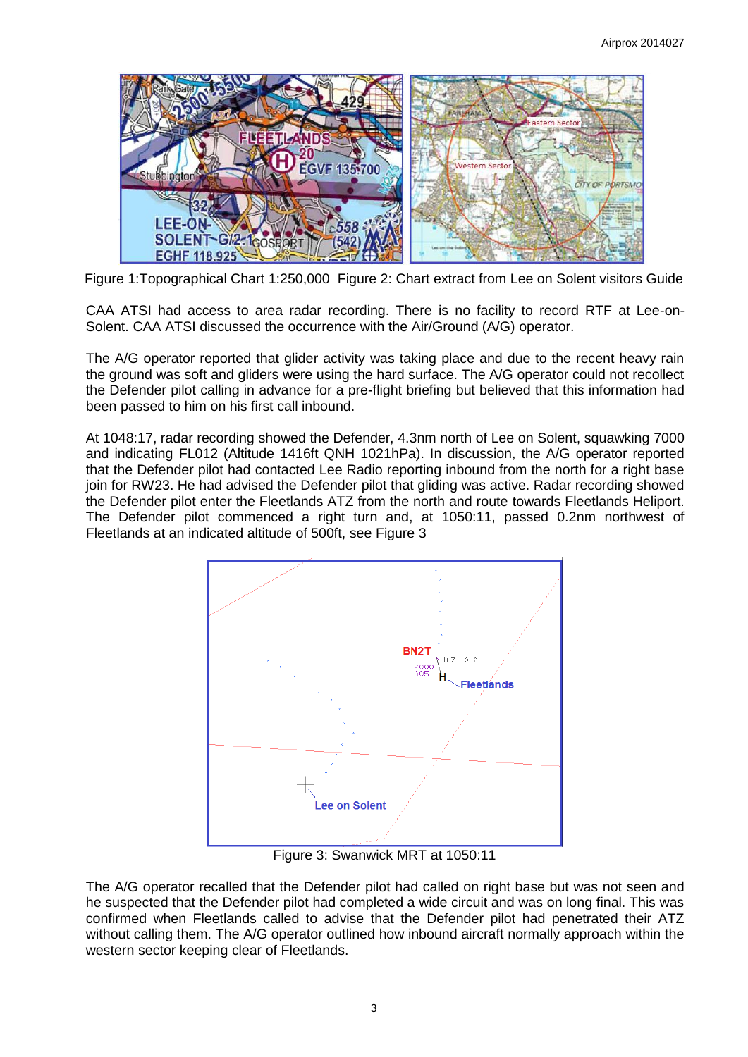Figure 1:Topographical Chart 1:250,000 Figure 2: Chart extract from Lee on Solent visitors Guide

CAA ATSI had access to area radar recording. There is no facility to record RTF at Lee-on-Solent. CAA ATSI discussed the occurrence with the Air/Ground (A/G) operator.

The A/G operator reported that glider activity was taking place and due to the recent heavy rain the ground was soft and gliders were using the hard surface. The A/G operator could not recollect the Defender pilot calling in advance for a pre-flight briefing but believed that this information had been passed to him on his first call inbound.

At 1048:17, radar recording showed the Defender, 4.3nm north of Lee on Solent, squawking 7000 and indicating FL012 (Altitude 1416ft QNH 1021hPa). In discussion, the A/G operator reported that the Defender pilot had contacted Lee Radio reporting inbound from the north for a right base join for RW23. He had advised the Defender pilot that gliding was active. Radar recording showed the Defender pilot enter the Fleetlands ATZ from the north and route towards Fleetlands Heliport. The Defender pilot commenced a right turn and, at 1050:11, passed 0.2nm northwest of Fleetlands at an indicated altitude of 500ft, see Figure 3

Figure 3: Swanwick MRT at 1050:11

The A/G operator recalled that the Defender pilot had called on right base but was not seen and he suspected that the Defender pilot had completed a wide circuit and was on long final. This was confirmed when Fleetlands called to advise that the Defender pilot had penetrated their ATZ without calling them. The A/G operator outlined how inbound aircraft normally approach within the western sector keeping clear of Fleetlands.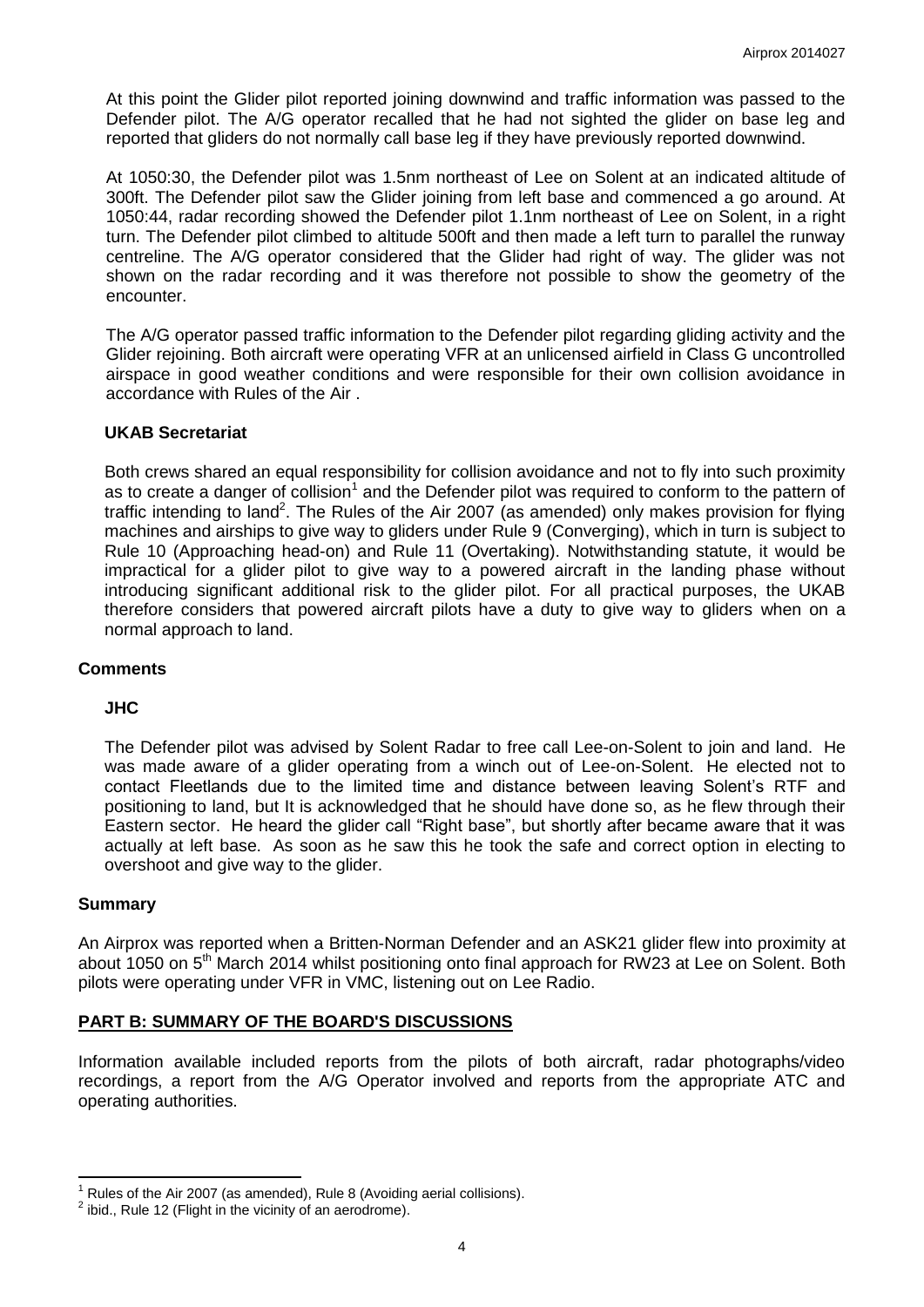At this point the Glider pilot reported joining downwind and traffic information was passed to the Defender pilot. The A/G operator recalled that he had not sighted the glider on base leg and reported that gliders do not normally call base leg if they have previously reported downwind.

At 1050:30, the Defender pilot was 1.5nm northeast of Lee on Solent at an indicated altitude of 300ft. The Defender pilot saw the Glider joining from left base and commenced a go around. At 1050:44, radar recording showed the Defender pilot 1.1nm northeast of Lee on Solent, in a right turn. The Defender pilot climbed to altitude 500ft and then made a left turn to parallel the runway centreline. The A/G operator considered that the Glider had right of way. The glider was not shown on the radar recording and it was therefore not possible to show the geometry of the encounter.

The A/G operator passed traffic information to the Defender pilot regarding gliding activity and the Glider rejoining. Both aircraft were operating VFR at an unlicensed airfield in Class G uncontrolled airspace in good weather conditions and were responsible for their own collision avoidance in accordance with Rules of the Air .

### UKAB Secretariat

Both crews shared an equal responsibility for collision avoidance and not to fly into such proximity as to create a danger of collision[1] and the Defender pilot was required to conform to the pattern of traffic intending to land[2]. The Rules of the Air 2007 (as amended) only makes provision for flying machines and airships to give way to gliders under Rule 9 (Converging), which in turn is subject to Rule 10 (Approaching head-on) and Rule 11 (Overtaking). Notwithstanding statute, it would be impractical for a glider pilot to give way to a powered aircraft in the landing phase without introducing significant additional risk to the glider pilot. For all practical purposes, the UKAB therefore considers that powered aircraft pilots have a duty to give way to gliders when on a normal approach to land.

## Comments

### JHC

The Defender pilot was advised by Solent Radar to free call Lee-on-Solent to join and land. He was made aware of a glider operating from a winch out of Lee-on-Solent. He elected not to contact Fleetlands due to the limited time and distance between leaving Solent's RTF and positioning to land, but It is acknowledged that he should have done so, as he flew through their Eastern sector. He heard the glider call "Right base", but shortly after became aware that it was actually at left base. As soon as he saw this he took the safe and correct option in electing to overshoot and give way to the glider.

## Summary

An Airprox was reported when a Britten-Norman Defender and an ASK21 glider flew into proximity at about 1050 on 5th March 2014 whilst positioning onto final approach for RW23 at Lee on Solent. Both pilots were operating under VFR in VMC, listening out on Lee Radio.

## PART B: SUMMARY OF THE BOARD'S DISCUSSIONS

Information available included reports from the pilots of both aircraft, radar photographs/video recordings, a report from the A/G Operator involved and reports from the appropriate ATC and operating authorities.

---

[1] Rules of the Air 2007 (as amended), Rule 8 (Avoiding aerial collisions).

[2] ibid., Rule 12 (Flight in the vicinity of an aerodrome).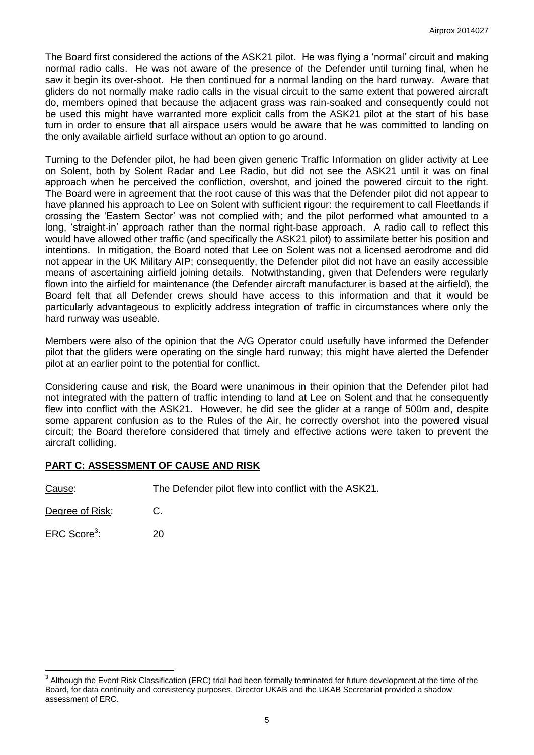The Board first considered the actions of the ASK21 pilot. He was flying a 'normal' circuit and making normal radio calls. He was not aware of the presence of the Defender until turning final, when he saw it begin its over-shoot. He then continued for a normal landing on the hard runway. Aware that gliders do not normally make radio calls in the visual circuit to the same extent that powered aircraft do, members opined that because the adjacent grass was rain-soaked and consequently could not be used this might have warranted more explicit calls from the ASK21 pilot at the start of his base turn in order to ensure that all airspace users would be aware that he was committed to landing on the only available airfield surface without an option to go around.

Turning to the Defender pilot, he had been given generic Traffic Information on glider activity at Lee on Solent, both by Solent Radar and Lee Radio, but did not see the ASK21 until it was on final approach when he perceived the confliction, overshot, and joined the powered circuit to the right. The Board were in agreement that the root cause of this was that the Defender pilot did not appear to have planned his approach to Lee on Solent with sufficient rigour: the requirement to call Fleetlands if crossing the 'Eastern Sector' was not complied with; and the pilot performed what amounted to a long, 'straight-in' approach rather than the normal right-base approach. A radio call to reflect this would have allowed other traffic (and specifically the ASK21 pilot) to assimilate better his position and intentions. In mitigation, the Board noted that Lee on Solent was not a licensed aerodrome and did not appear in the UK Military AIP; consequently, the Defender pilot did not have an easily accessible means of ascertaining airfield joining details. Notwithstanding, given that Defenders were regularly flown into the airfield for maintenance (the Defender aircraft manufacturer is based at the airfield), the Board felt that all Defender crews should have access to this information and that it would be particularly advantageous to explicitly address integration of traffic in circumstances where only the hard runway was useable.

Members were also of the opinion that the A/G Operator could usefully have informed the Defender pilot that the gliders were operating on the single hard runway; this might have alerted the Defender pilot at an earlier point to the potential for conflict.

Considering cause and risk, the Board were unanimous in their opinion that the Defender pilot had not integrated with the pattern of traffic intending to land at Lee on Solent and that he consequently flew into conflict with the ASK21. However, he did see the glider at a range of 500m and, despite some apparent confusion as to the Rules of the Air, he correctly overshot into the powered visual circuit; the Board therefore considered that timely and effective actions were taken to prevent the aircraft colliding.

## PART C: ASSESSMENT OF CAUSE AND RISK

Cause: The Defender pilot flew into conflict with the ASK21.

Degree of Risk: C.

ERC Score[3]: 20

[3] Although the Event Risk Classification (ERC) trial had been formally terminated for future development at the time of the Board, for data continuity and consistency purposes, Director UKAB and the UKAB Secretariat provided a shadow assessment of ERC.